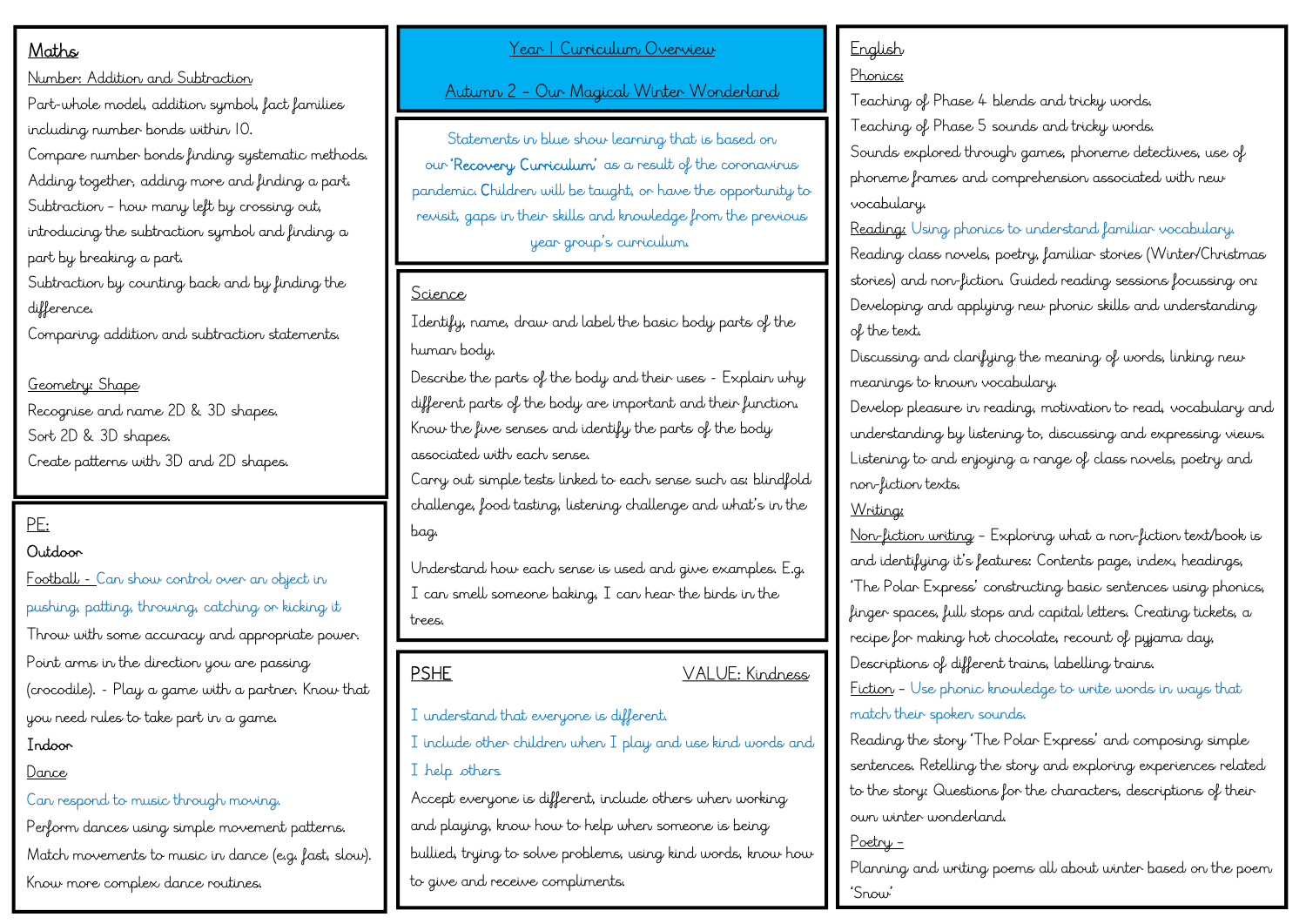# Year 1 Curriculum Overview

## Autumn 2 – Our Magical Winter Wonderland

Statements in blue show learning that is based on our **'Recovery Curriculum'** as a result of the coronavirus pandemic. Children will be taught, or have the opportunity to revisit, gaps in their skills and knowledge from the previous year group's curriculum.

## Maths

Number: Addition and Subtraction

Part-whole model, addition symbol, fact families including number bonds within 10.

Compare number bonds finding systematic methods.

Adding together, adding more and finding a part.

Subtraction – how many left by crossing out, introducing the subtraction symbol and finding a part by breaking a part.

Subtraction by counting back and by finding the difference.

Comparing addition and subtraction statements.

Geometry: Shape

Recognise and name 2D & 3D shapes.

Sort 2D & 3D shapes.

Create patterns with 3D and 2D shapes.

## PE:

**Outdoor**

Football – Can show control over an object in pushing, patting, throwing, catching or kicking it

Throw with some accuracy and appropriate power.

Point arms in the direction you are passing (crocodile). - Play a game with a partner. Know that you need rules to take part in a game.

**Indoor**

Dance

Can respond to music through moving.

Perform dances using simple movement patterns.

Match movements to music in dance (e.g. fast, slow).

Know more complex dance routines.

## Science

Identify, name, draw and label the basic body parts of the human body.

Describe the parts of the body and their uses - Explain why different parts of the body are important and their function.

Know the five senses and identify the parts of the body associated with each sense.

Carry out simple tests linked to each sense such as: blindfold challenge, food tasting, listening challenge and what's in the bag.

Understand how each sense is used and give examples. E.g. I can smell someone baking, I can hear the birds in the trees.

## PSHE — VALUE: Kindness

I understand that everyone is different.

I include other children when I play and use kind words and I help others.

Accept everyone is different, include others when working and playing, know how to help when someone is being bullied, trying to solve problems, using kind words, know how to give and receive compliments.

## English

Phonics:

Teaching of Phase 4 blends and tricky words.

Teaching of Phase 5 sounds and tricky words.

Sounds explored through games, phoneme detectives, use of phoneme frames and comprehension associated with new vocabulary.

Reading: Using phonics to understand familiar vocabulary.

Reading class novels, poetry, familiar stories (Winter/Christmas stories) and non-fiction. Guided reading sessions focussing on: Developing and applying new phonic skills and understanding of the text.

Discussing and clarifying the meaning of words, linking new meanings to known vocabulary.

Develop pleasure in reading, motivation to read, vocabulary and understanding by listening to, discussing and expressing views. Listening to and enjoying a range of class novels, poetry and non-fiction texts.

Writing:

Non-fiction writing – Exploring what a non-fiction text/book is and identifying it's features: Contents page, index, headings, 'The Polar Express' constructing basic sentences using phonics, finger spaces, full stops and capital letters. Creating tickets, a recipe for making hot chocolate, recount of pyjama day, Descriptions of different trains, labelling trains.

Fiction – Use phonic knowledge to write words in ways that match their spoken sounds.

Reading the story 'The Polar Express' and composing simple sentences. Retelling the story and exploring experiences related to the story: Questions for the characters, descriptions of their own winter wonderland.

Poetry –

Planning and writing poems all about winter based on the poem 'Snow'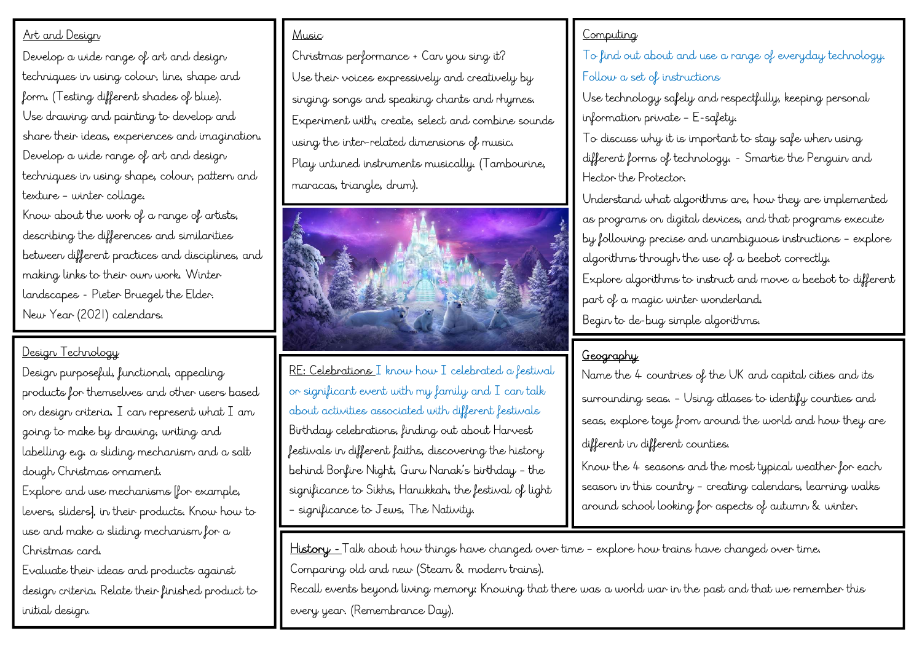## Art and Design

Develop a wide range of art and design techniques in using colour, line, shape and form. (Testing different shades of blue).

Use drawing and painting to develop and share their ideas, experiences and imagination.

Develop a wide range of art and design techniques in using shape, colour, pattern and texture – winter collage.

Know about the work of a range of artists, describing the differences and similarities between different practices and disciplines, and making links to their own work. Winter landscapes - Pieter Bruegel the Elder.

New Year (2021) calendars.

## Music

Christmas performance + Can you sing it?

Use their voices expressively and creatively by singing songs and speaking chants and rhymes.

Experiment with, create, select and combine sounds using the inter-related dimensions of music.

Play untuned instruments musically. (Tambourine, maracas, triangle, drum).

## Computing

To find out about and use a range of everyday technology.

Follow a set of instructions

Use technology safely and respectfully, keeping personal information private – E-safety.

To discuss why it is important to stay safe when using different forms of technology. - Smartie the Penguin and Hector the Protector.

Understand what algorithms are, how they are implemented as programs on digital devices, and that programs execute by following precise and unambiguous instructions – explore algorithms through the use of a beebot correctly.

Explore algorithms to instruct and move a beebot to different part of a magic winter wonderland.

Begin to de-bug simple algorithms.

## Design Technology

Design purposeful, functional, appealing products for themselves and other users based on design criteria. I can represent what I am going to make by drawing, writing and labelling e.g. a sliding mechanism and a salt dough Christmas ornament.

Explore and use mechanisms [for example, levers, sliders], in their products. Know how to use and make a sliding mechanism for a Christmas card.

Evaluate their ideas and products against design criteria. Relate their finished product to initial design.

## RE: Celebrations

I know how I celebrated a festival or significant event with my family and I can talk about activities associated with different festivals

Birthday celebrations, finding out about Harvest festivals in different faiths, discovering the history behind Bonfire Night, Guru Nanak's birthday – the significance to Sikhs, Hanukkah, the festival of light – significance to Jews, The Nativity.

## Geography

Name the 4 countries of the UK and capital cities and its surrounding seas. – Using atlases to identify counties and seas, explore toys from around the world and how they are different in different counties.

Know the 4 seasons and the most typical weather for each season in this country – creating calendars, learning walks around school looking for aspects of autumn & winter.

## History

Talk about how things have changed over time – explore how trains have changed over time. Comparing old and new (Steam & modern trains).

Recall events beyond living memory: Knowing that there was a world war in the past and that we remember this every year. (Remembrance Day).